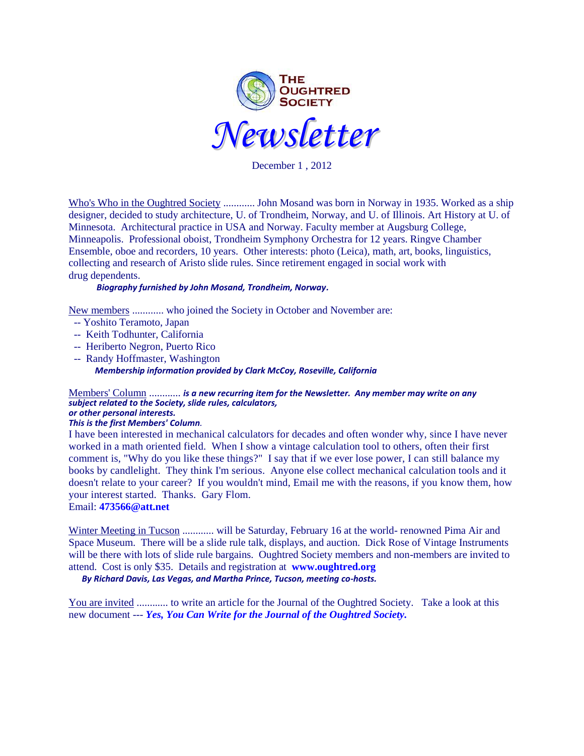# The Oughtred Society

# *Newsletter*

December 1 , 2012

Who's Who in the Oughtred Society ............ John Mosand was born in Norway in 1935. Worked as a ship designer, decided to study architecture, U. of Trondheim, Norway, and U. of Illinois. Art History at U. of Minnesota. Architectural practice in USA and Norway. Faculty member at Augsburg College, Minneapolis. Professional oboist, Trondheim Symphony Orchestra for 12 years. Ringve Chamber Ensemble, oboe and recorders, 10 years. Other interests: photo (Leica), math, art, books, linguistics, collecting and research of Aristo slide rules. Since retirement engaged in social work with drug dependents.

***Biography furnished by John Mosand, Trondheim, Norway.***

New members ............ who joined the Society in October and November are:

- -- Yoshito Teramoto, Japan
- -- Keith Todhunter, California
- -- Heriberto Negron, Puerto Rico
- -- Randy Hoffmaster, Washington

***Membership information provided by Clark McCoy, Roseville, California***

Members' Column ............ ***is a new recurring item for the Newsletter. Any member may write on any subject related to the Society, slide rules, calculators, or other personal interests.***
***This is the first Members' Column.***

I have been interested in mechanical calculators for decades and often wonder why, since I have never worked in a math oriented field. When I show a vintage calculation tool to others, often their first comment is, "Why do you like these things?" I say that if we ever lose power, I can still balance my books by candlelight. They think I'm serious. Anyone else collect mechanical calculation tools and it doesn't relate to your career? If you wouldn't mind, Email me with the reasons, if you know them, how your interest started. Thanks. Gary Flom.
Email: **473566@att.net**

Winter Meeting in Tucson ............ will be Saturday, February 16 at the world- renowned Pima Air and Space Museum. There will be a slide rule talk, displays, and auction. Dick Rose of Vintage Instruments will be there with lots of slide rule bargains. Oughtred Society members and non-members are invited to attend. Cost is only $35. Details and registration at **www.oughtred.org**

***By Richard Davis, Las Vegas, and Martha Prince, Tucson, meeting co-hosts.***

You are invited ............ to write an article for the Journal of the Oughtred Society. Take a look at this new document --- ***Yes, You Can Write for the Journal of the Oughtred Society.***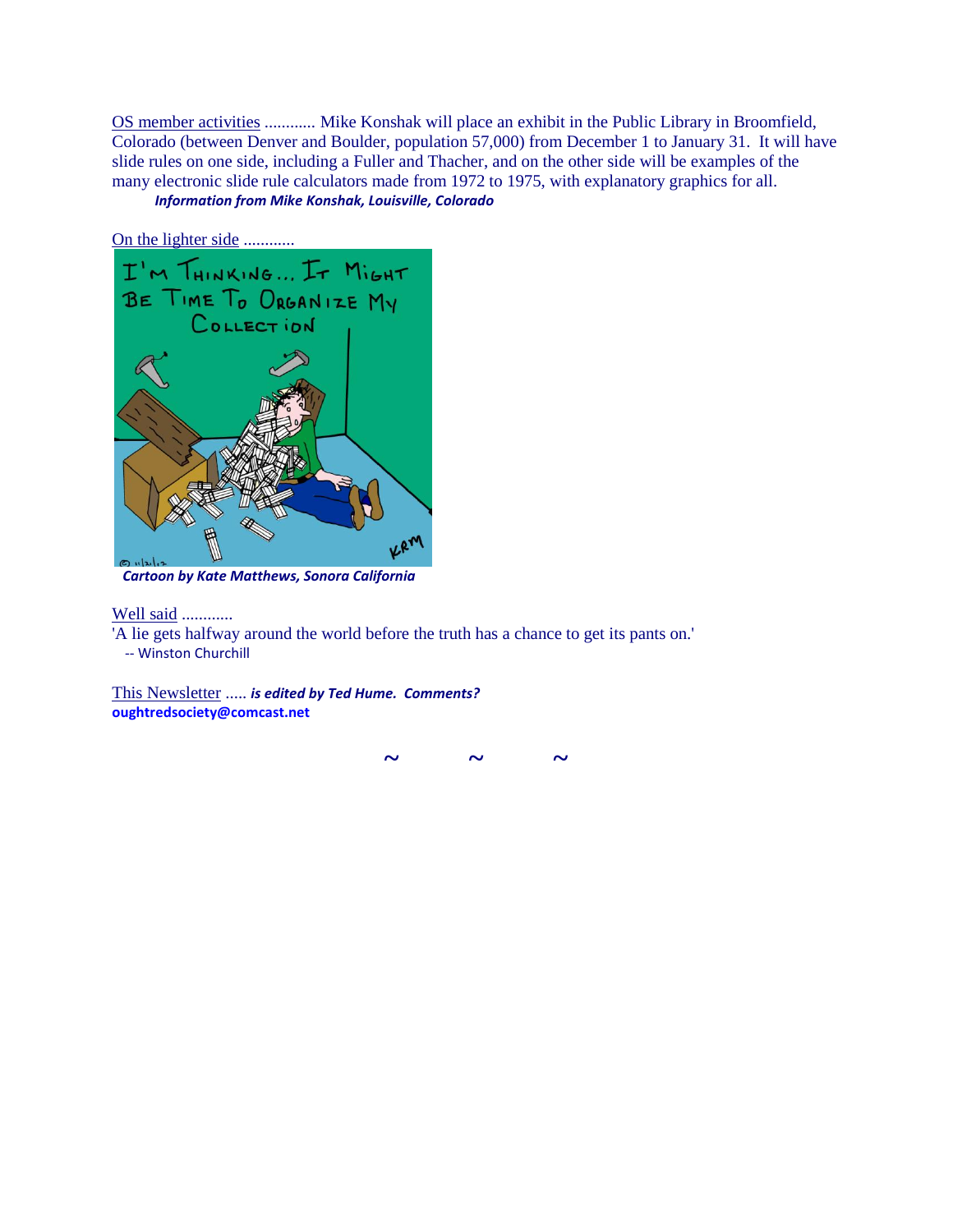OS member activities ............ Mike Konshak will place an exhibit in the Public Library in Broomfield, Colorado (between Denver and Boulder, population 57,000) from December 1 to January 31. It will have slide rules on one side, including a Fuller and Thacher, and on the other side will be examples of the many electronic slide rule calculators made from 1972 to 1975, with explanatory graphics for all.

***Information from Mike Konshak, Louisville, Colorado***

On the lighter side ............

***Cartoon by Kate Matthews, Sonora California***

Well said ............

'A lie gets halfway around the world before the truth has a chance to get its pants on.'

-- Winston Churchill

This Newsletter ..... ***is edited by Ted Hume. Comments?***

**oughtredsociety@comcast.net**

~ ~ ~